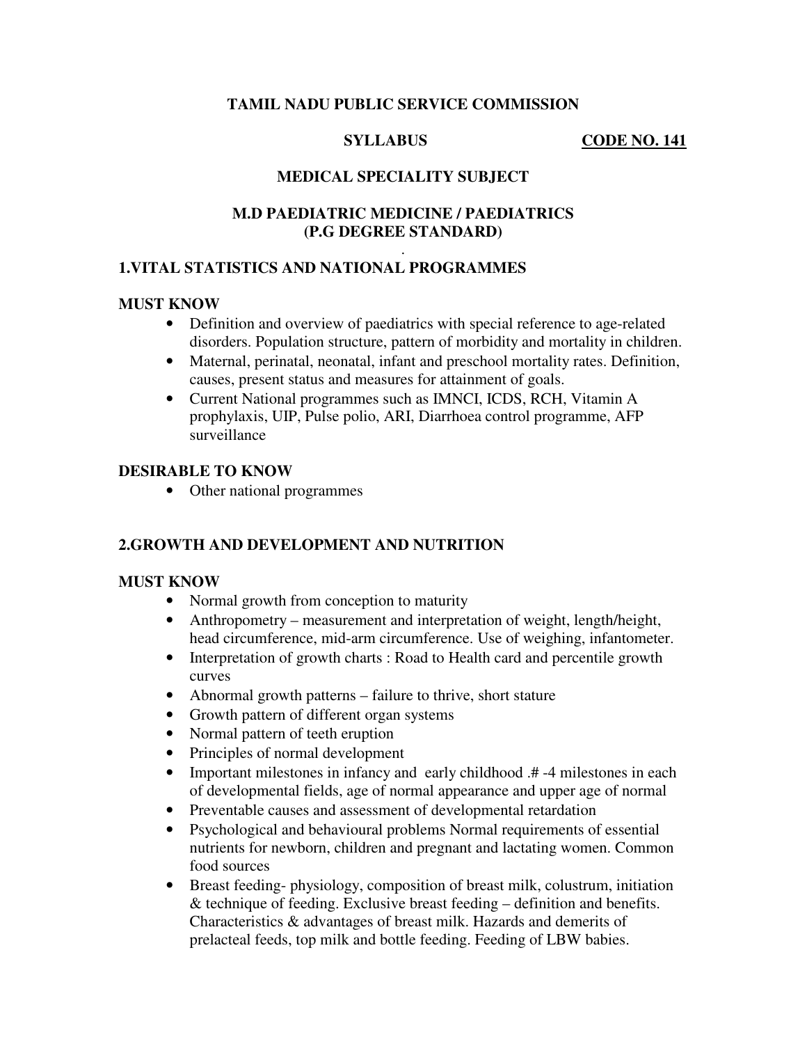**TAMIL NADU PUBLIC SERVICE COMMISSION**

**SYLLABUS** **CODE NO. 141**

**MEDICAL SPECIALITY SUBJECT**

**M.D PAEDIATRIC MEDICINE / PAEDIATRICS**
**(P.G DEGREE STANDARD)**

## 1.VITAL STATISTICS AND NATIONAL PROGRAMMES

**MUST KNOW**

- Definition and overview of paediatrics with special reference to age-related disorders. Population structure, pattern of morbidity and mortality in children.
- Maternal, perinatal, neonatal, infant and preschool mortality rates. Definition, causes, present status and measures for attainment of goals.
- Current National programmes such as IMNCI, ICDS, RCH, Vitamin A prophylaxis, UIP, Pulse polio, ARI, Diarrhoea control programme, AFP surveillance

**DESIRABLE TO KNOW**

- Other national programmes

## 2.GROWTH AND DEVELOPMENT AND NUTRITION

**MUST KNOW**

- Normal growth from conception to maturity
- Anthropometry – measurement and interpretation of weight, length/height, head circumference, mid-arm circumference. Use of weighing, infantometer.
- Interpretation of growth charts : Road to Health card and percentile growth curves
- Abnormal growth patterns – failure to thrive, short stature
- Growth pattern of different organ systems
- Normal pattern of teeth eruption
- Principles of normal development
- Important milestones in infancy and early childhood .# -4 milestones in each of developmental fields, age of normal appearance and upper age of normal
- Preventable causes and assessment of developmental retardation
- Psychological and behavioural problems Normal requirements of essential nutrients for newborn, children and pregnant and lactating women. Common food sources
- Breast feeding- physiology, composition of breast milk, colustrum, initiation & technique of feeding. Exclusive breast feeding – definition and benefits. Characteristics & advantages of breast milk. Hazards and demerits of prelacteal feeds, top milk and bottle feeding. Feeding of LBW babies.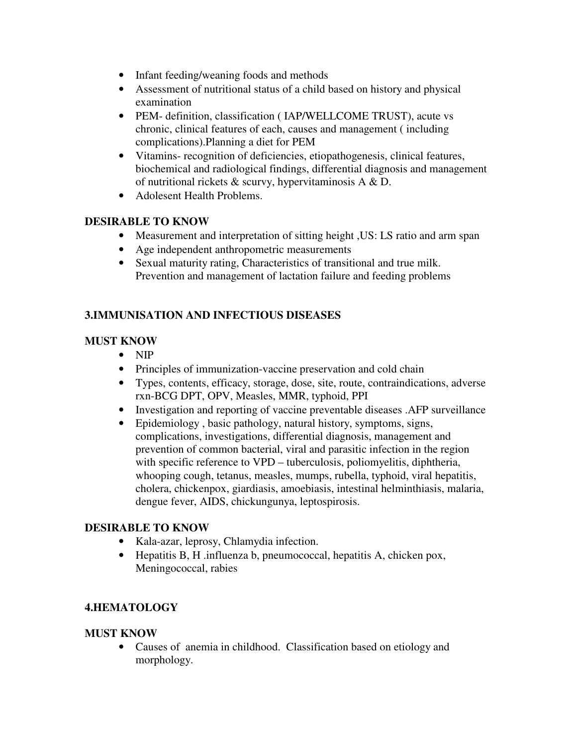- Infant feeding/weaning foods and methods
- Assessment of nutritional status of a child based on history and physical examination
- PEM- definition, classification ( IAP/WELLCOME TRUST), acute vs chronic, clinical features of each, causes and management ( including complications).Planning a diet for PEM
- Vitamins- recognition of deficiencies, etiopathogenesis, clinical features, biochemical and radiological findings, differential diagnosis and management of nutritional rickets & scurvy, hypervitaminosis A & D.
- Adolesent Health Problems.

**DESIRABLE TO KNOW**

- Measurement and interpretation of sitting height ,US: LS ratio and arm span
- Age independent anthropometric measurements
- Sexual maturity rating, Characteristics of transitional and true milk. Prevention and management of lactation failure and feeding problems

## 3.IMMUNISATION AND INFECTIOUS DISEASES

**MUST KNOW**

- NIP
- Principles of immunization-vaccine preservation and cold chain
- Types, contents, efficacy, storage, dose, site, route, contraindications, adverse rxn-BCG DPT, OPV, Measles, MMR, typhoid, PPI
- Investigation and reporting of vaccine preventable diseases .AFP surveillance
- Epidemiology , basic pathology, natural history, symptoms, signs, complications, investigations, differential diagnosis, management and prevention of common bacterial, viral and parasitic infection in the region with specific reference to VPD – tuberculosis, poliomyelitis, diphtheria, whooping cough, tetanus, measles, mumps, rubella, typhoid, viral hepatitis, cholera, chickenpox, giardiasis, amoebiasis, intestinal helminthiasis, malaria, dengue fever, AIDS, chickungunya, leptospirosis.

**DESIRABLE TO KNOW**

- Kala-azar, leprosy, Chlamydia infection.
- Hepatitis B, H .influenza b, pneumococcal, hepatitis A, chicken pox, Meningococcal, rabies

## 4.HEMATOLOGY

**MUST KNOW**

- Causes of anemia in childhood. Classification based on etiology and morphology.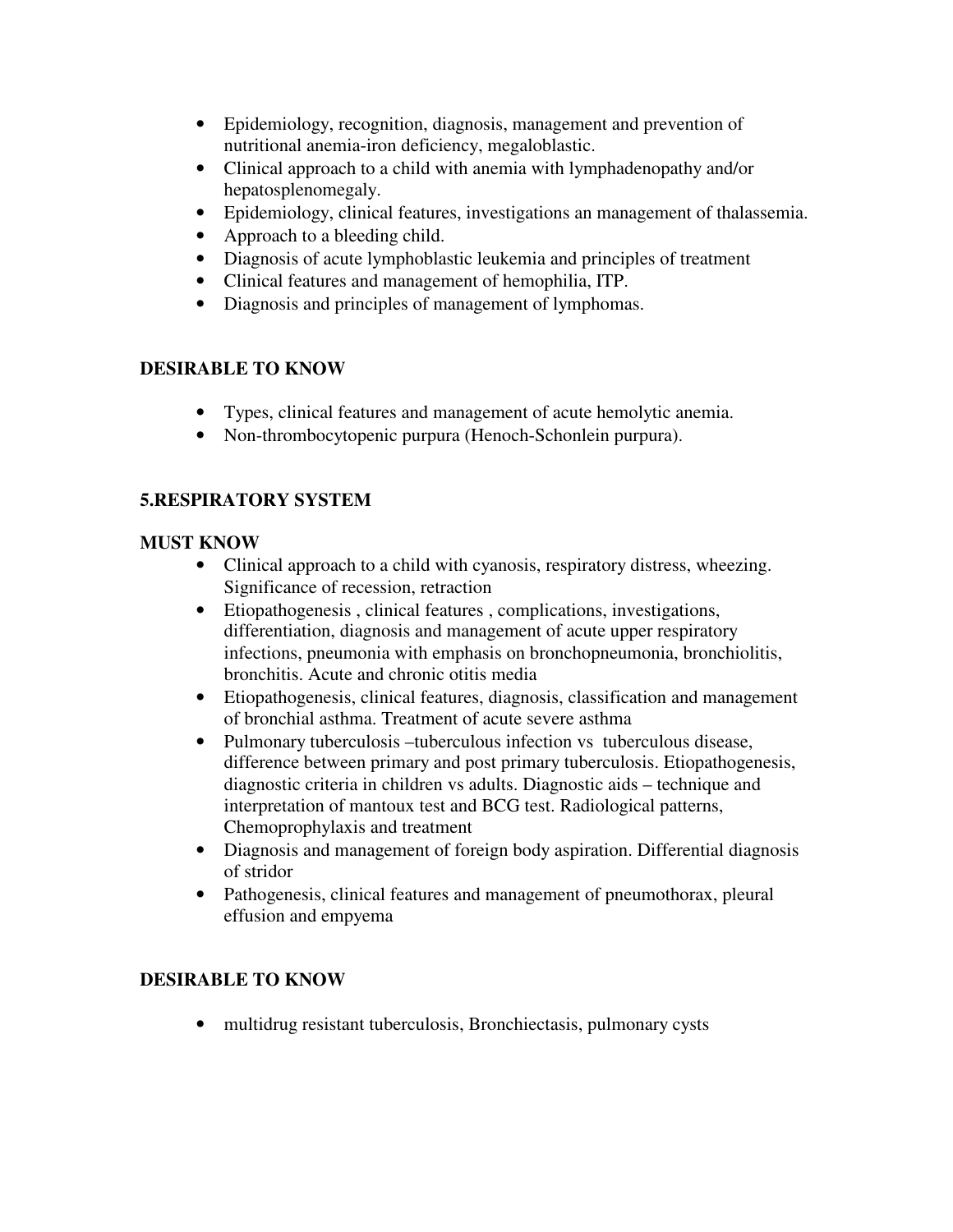- Epidemiology, recognition, diagnosis, management and prevention of nutritional anemia-iron deficiency, megaloblastic.
- Clinical approach to a child with anemia with lymphadenopathy and/or hepatosplenomegaly.
- Epidemiology, clinical features, investigations an management of thalassemia.
- Approach to a bleeding child.
- Diagnosis of acute lymphoblastic leukemia and principles of treatment
- Clinical features and management of hemophilia, ITP.
- Diagnosis and principles of management of lymphomas.

**DESIRABLE TO KNOW**

- Types, clinical features and management of acute hemolytic anemia.
- Non-thrombocytopenic purpura (Henoch-Schonlein purpura).

**5.RESPIRATORY SYSTEM**

**MUST KNOW**

- Clinical approach to a child with cyanosis, respiratory distress, wheezing. Significance of recession, retraction
- Etiopathogenesis , clinical features , complications, investigations, differentiation, diagnosis and management of acute upper respiratory infections, pneumonia with emphasis on bronchopneumonia, bronchiolitis, bronchitis. Acute and chronic otitis media
- Etiopathogenesis, clinical features, diagnosis, classification and management of bronchial asthma. Treatment of acute severe asthma
- Pulmonary tuberculosis –tuberculous infection vs tuberculous disease, difference between primary and post primary tuberculosis. Etiopathogenesis, diagnostic criteria in children vs adults. Diagnostic aids – technique and interpretation of mantoux test and BCG test. Radiological patterns, Chemoprophylaxis and treatment
- Diagnosis and management of foreign body aspiration. Differential diagnosis of stridor
- Pathogenesis, clinical features and management of pneumothorax, pleural effusion and empyema

**DESIRABLE TO KNOW**

- multidrug resistant tuberculosis, Bronchiectasis, pulmonary cysts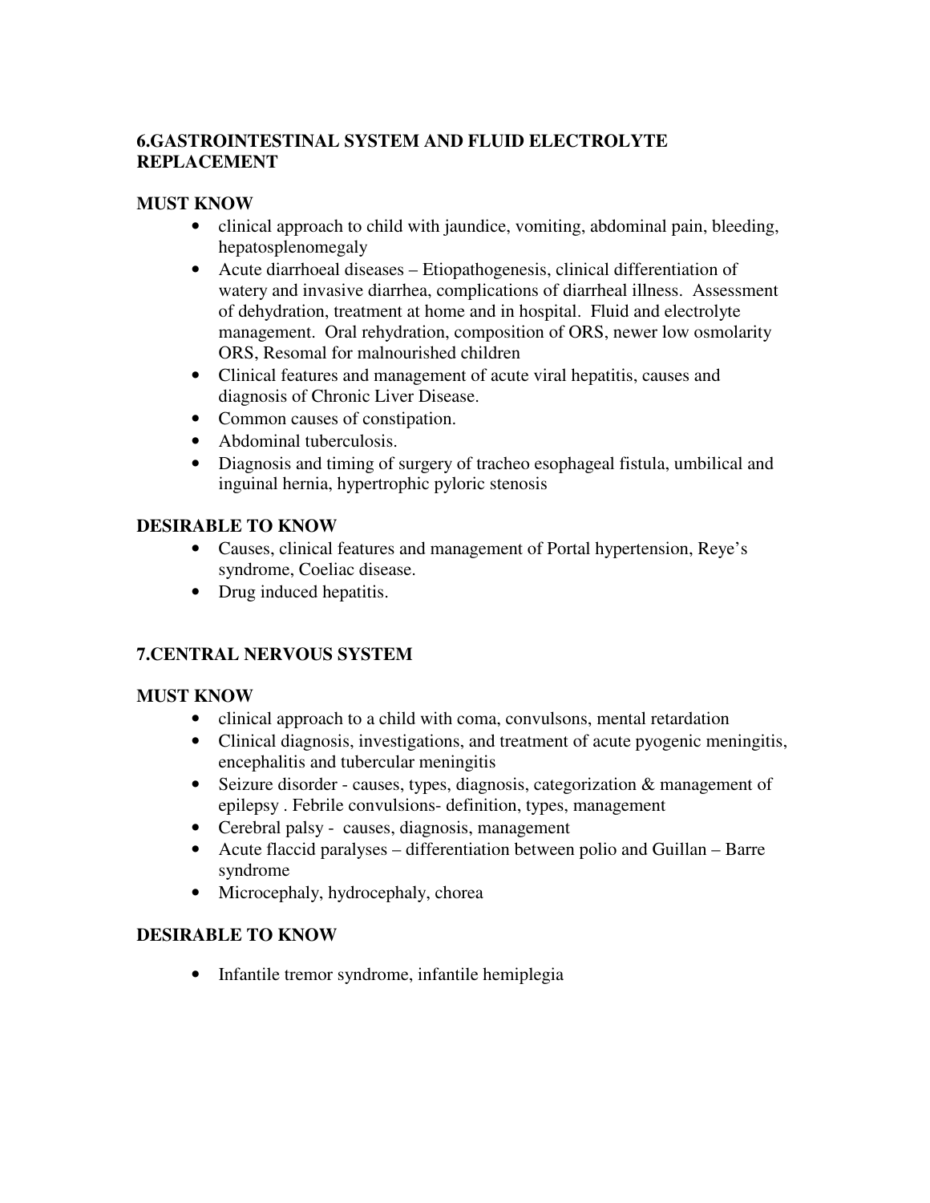## 6.GASTROINTESTINAL SYSTEM AND FLUID ELECTROLYTE REPLACEMENT

### MUST KNOW

- clinical approach to child with jaundice, vomiting, abdominal pain, bleeding, hepatosplenomegaly
- Acute diarrhoeal diseases – Etiopathogenesis, clinical differentiation of watery and invasive diarrhea, complications of diarrheal illness. Assessment of dehydration, treatment at home and in hospital. Fluid and electrolyte management. Oral rehydration, composition of ORS, newer low osmolarity ORS, Resomal for malnourished children
- Clinical features and management of acute viral hepatitis, causes and diagnosis of Chronic Liver Disease.
- Common causes of constipation.
- Abdominal tuberculosis.
- Diagnosis and timing of surgery of tracheo esophageal fistula, umbilical and inguinal hernia, hypertrophic pyloric stenosis

### DESIRABLE TO KNOW

- Causes, clinical features and management of Portal hypertension, Reye's syndrome, Coeliac disease.
- Drug induced hepatitis.

## 7.CENTRAL NERVOUS SYSTEM

### MUST KNOW

- clinical approach to a child with coma, convulsons, mental retardation
- Clinical diagnosis, investigations, and treatment of acute pyogenic meningitis, encephalitis and tubercular meningitis
- Seizure disorder - causes, types, diagnosis, categorization & management of epilepsy . Febrile convulsions- definition, types, management
- Cerebral palsy - causes, diagnosis, management
- Acute flaccid paralyses – differentiation between polio and Guillan – Barre syndrome
- Microcephaly, hydrocephaly, chorea

### DESIRABLE TO KNOW

- Infantile tremor syndrome, infantile hemiplegia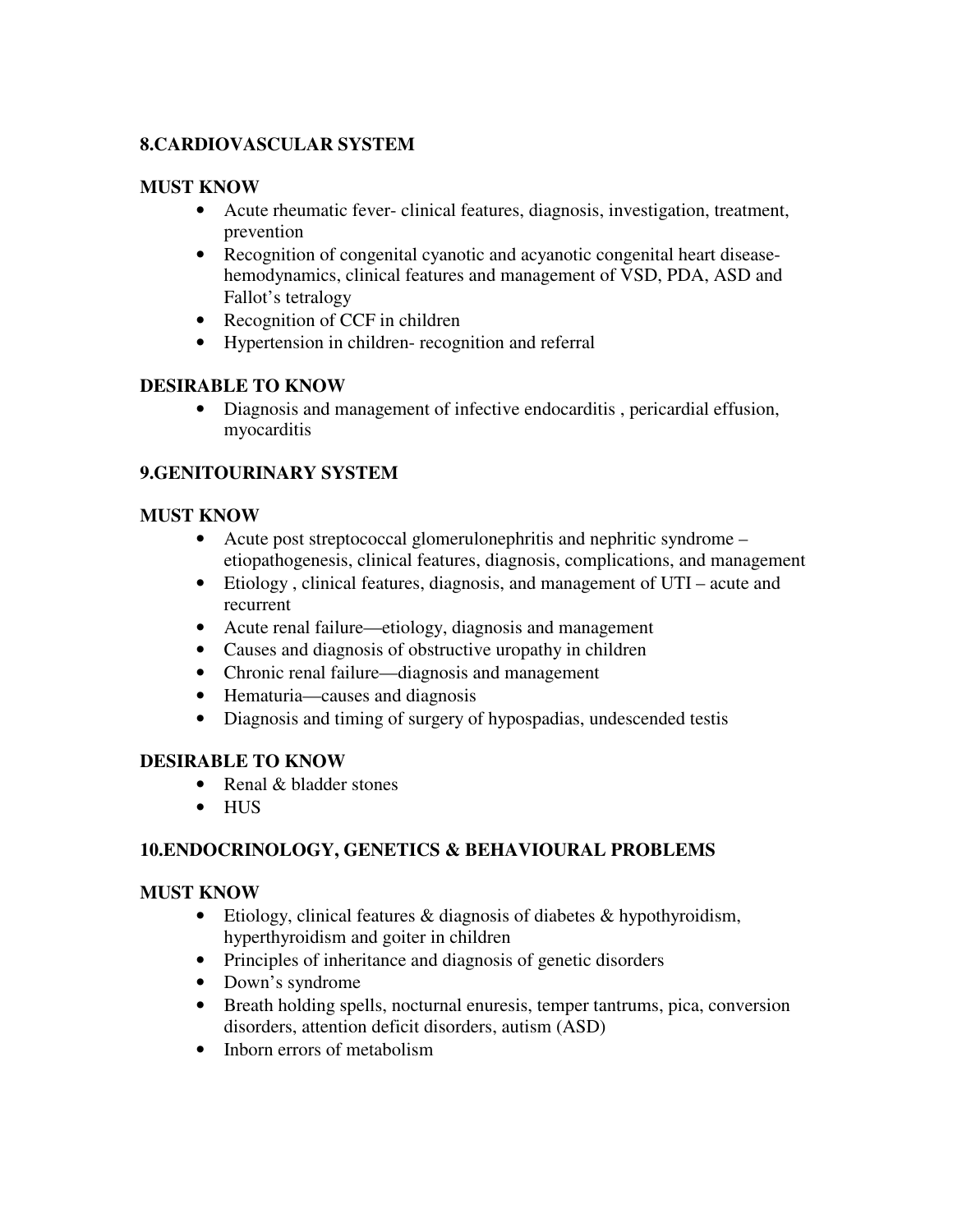## 8.CARDIOVASCULAR SYSTEM

### MUST KNOW

- Acute rheumatic fever- clinical features, diagnosis, investigation, treatment, prevention
- Recognition of congenital cyanotic and acyanotic congenital heart disease- hemodynamics, clinical features and management of VSD, PDA, ASD and Fallot's tetralogy
- Recognition of CCF in children
- Hypertension in children- recognition and referral

### DESIRABLE TO KNOW

- Diagnosis and management of infective endocarditis , pericardial effusion, myocarditis

## 9.GENITOURINARY SYSTEM

### MUST KNOW

- Acute post streptococcal glomerulonephritis and nephritic syndrome – etiopathogenesis, clinical features, diagnosis, complications, and management
- Etiology , clinical features, diagnosis, and management of UTI – acute and recurrent
- Acute renal failure—etiology, diagnosis and management
- Causes and diagnosis of obstructive uropathy in children
- Chronic renal failure—diagnosis and management
- Hematuria—causes and diagnosis
- Diagnosis and timing of surgery of hypospadias, undescended testis

### DESIRABLE TO KNOW

- Renal & bladder stones
- HUS

## 10.ENDOCRINOLOGY, GENETICS & BEHAVIOURAL PROBLEMS

### MUST KNOW

- Etiology, clinical features & diagnosis of diabetes & hypothyroidism, hyperthyroidism and goiter in children
- Principles of inheritance and diagnosis of genetic disorders
- Down's syndrome
- Breath holding spells, nocturnal enuresis, temper tantrums, pica, conversion disorders, attention deficit disorders, autism (ASD)
- Inborn errors of metabolism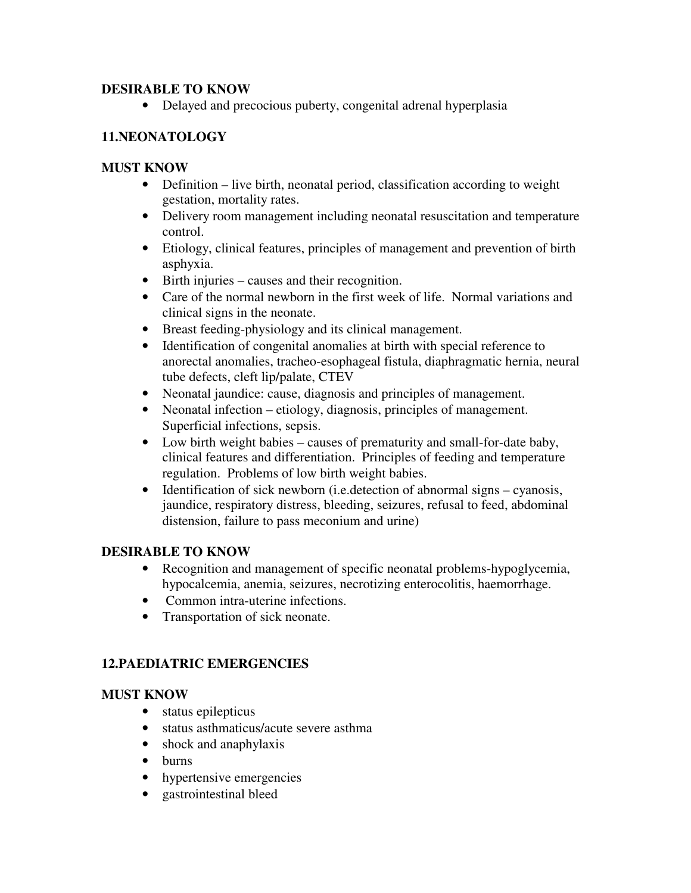**DESIRABLE TO KNOW**

- Delayed and precocious puberty, congenital adrenal hyperplasia

## 11.NEONATOLOGY

**MUST KNOW**

- Definition – live birth, neonatal period, classification according to weight gestation, mortality rates.
- Delivery room management including neonatal resuscitation and temperature control.
- Etiology, clinical features, principles of management and prevention of birth asphyxia.
- Birth injuries – causes and their recognition.
- Care of the normal newborn in the first week of life. Normal variations and clinical signs in the neonate.
- Breast feeding-physiology and its clinical management.
- Identification of congenital anomalies at birth with special reference to anorectal anomalies, tracheo-esophageal fistula, diaphragmatic hernia, neural tube defects, cleft lip/palate, CTEV
- Neonatal jaundice: cause, diagnosis and principles of management.
- Neonatal infection – etiology, diagnosis, principles of management. Superficial infections, sepsis.
- Low birth weight babies – causes of prematurity and small-for-date baby, clinical features and differentiation. Principles of feeding and temperature regulation. Problems of low birth weight babies.
- Identification of sick newborn (i.e.detection of abnormal signs – cyanosis, jaundice, respiratory distress, bleeding, seizures, refusal to feed, abdominal distension, failure to pass meconium and urine)

**DESIRABLE TO KNOW**

- Recognition and management of specific neonatal problems-hypoglycemia, hypocalcemia, anemia, seizures, necrotizing enterocolitis, haemorrhage.
- Common intra-uterine infections.
- Transportation of sick neonate.

## 12.PAEDIATRIC EMERGENCIES

**MUST KNOW**

- status epilepticus
- status asthmaticus/acute severe asthma
- shock and anaphylaxis
- burns
- hypertensive emergencies
- gastrointestinal bleed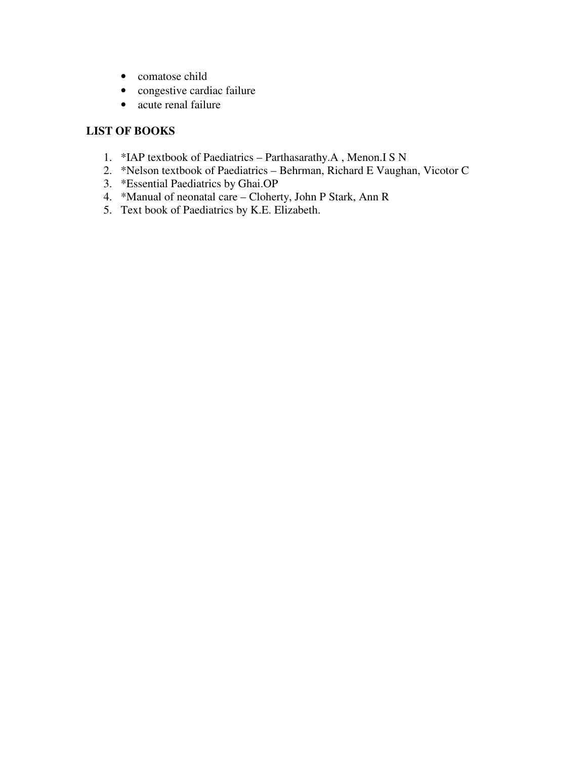- comatose child
- congestive cardiac failure
- acute renal failure

**LIST OF BOOKS**

1. *IAP textbook of Paediatrics – Parthasarathy.A , Menon.I S N
2. *Nelson textbook of Paediatrics – Behrman, Richard E Vaughan, Vicotor C
3. *Essential Paediatrics by Ghai.OP
4. *Manual of neonatal care – Cloherty, John P Stark, Ann R
5. Text book of Paediatrics by K.E. Elizabeth.